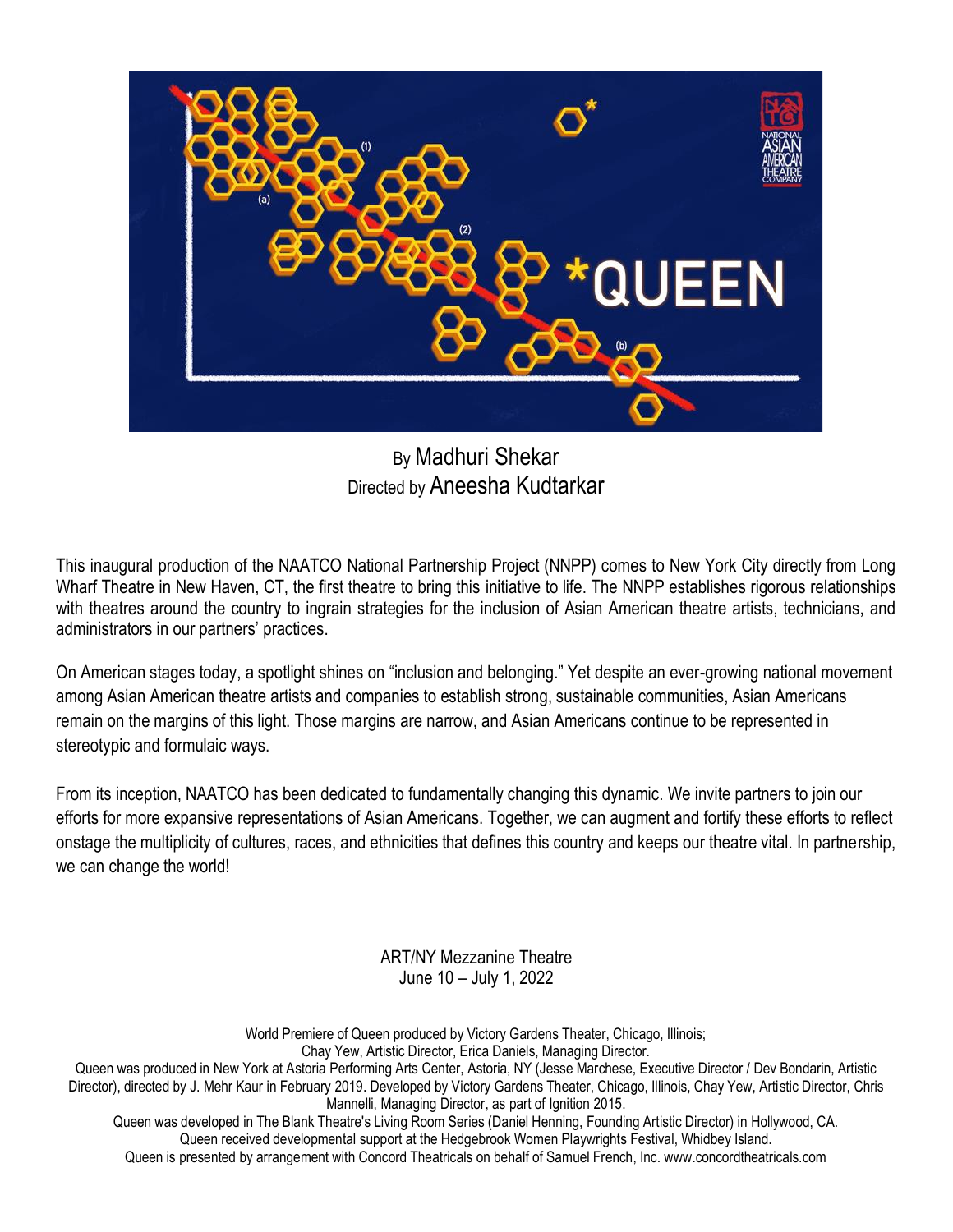*QUEEN

By Madhuri Shekar
Directed by Aneesha Kudtarkar

This inaugural production of the NAATCO National Partnership Project (NNPP) comes to New York City directly from Long Wharf Theatre in New Haven, CT, the first theatre to bring this initiative to life. The NNPP establishes rigorous relationships with theatres around the country to ingrain strategies for the inclusion of Asian American theatre artists, technicians, and administrators in our partners' practices.

On American stages today, a spotlight shines on "inclusion and belonging." Yet despite an ever-growing national movement among Asian American theatre artists and companies to establish strong, sustainable communities, Asian Americans remain on the margins of this light. Those margins are narrow, and Asian Americans continue to be represented in stereotypic and formulaic ways.

From its inception, NAATCO has been dedicated to fundamentally changing this dynamic. We invite partners to join our efforts for more expansive representations of Asian Americans. Together, we can augment and fortify these efforts to reflect onstage the multiplicity of cultures, races, and ethnicities that defines this country and keeps our theatre vital. In partnership, we can change the world!

ART/NY Mezzanine Theatre
June 10 – July 1, 2022

World Premiere of Queen produced by Victory Gardens Theater, Chicago, Illinois;
Chay Yew, Artistic Director, Erica Daniels, Managing Director.
Queen was produced in New York at Astoria Performing Arts Center, Astoria, NY (Jesse Marchese, Executive Director / Dev Bondarin, Artistic Director), directed by J. Mehr Kaur in February 2019. Developed by Victory Gardens Theater, Chicago, Illinois, Chay Yew, Artistic Director, Chris Mannelli, Managing Director, as part of Ignition 2015.
Queen was developed in The Blank Theatre's Living Room Series (Daniel Henning, Founding Artistic Director) in Hollywood, CA.
Queen received developmental support at the Hedgebrook Women Playwrights Festival, Whidbey Island.
Queen is presented by arrangement with Concord Theatricals on behalf of Samuel French, Inc. www.concordtheatricals.com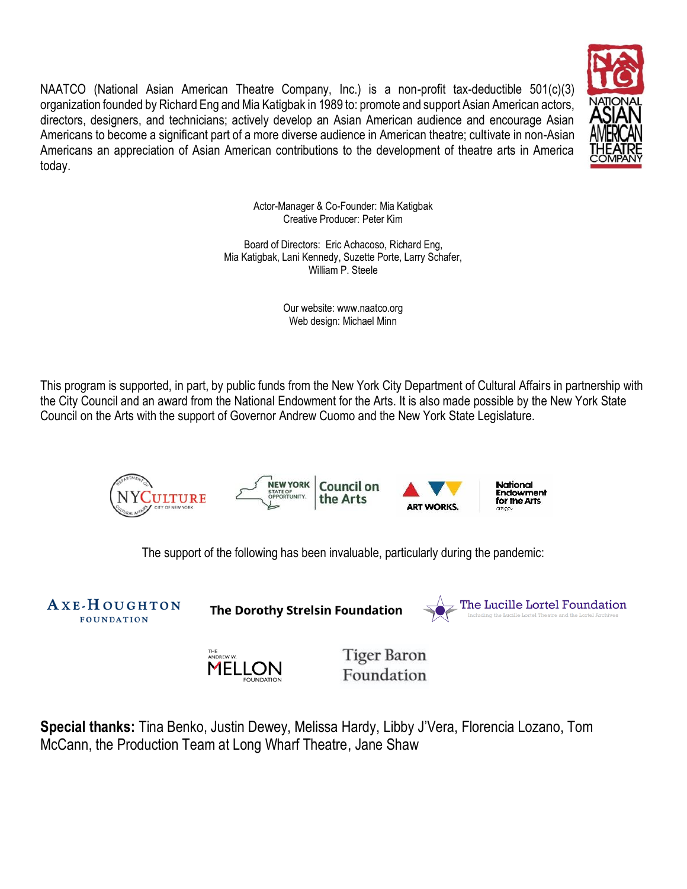NAATCO (National Asian American Theatre Company, Inc.) is a non-profit tax-deductible 501(c)(3) organization founded by Richard Eng and Mia Katigbak in 1989 to: promote and support Asian American actors, directors, designers, and technicians; actively develop an Asian American audience and encourage Asian Americans to become a significant part of a more diverse audience in American theatre; cultivate in non-Asian Americans an appreciation of Asian American contributions to the development of theatre arts in America today.

Actor-Manager & Co-Founder: Mia Katigbak
Creative Producer: Peter Kim

Board of Directors: Eric Achacoso, Richard Eng, Mia Katigbak, Lani Kennedy, Suzette Porte, Larry Schafer, William P. Steele

Our website: www.naatco.org
Web design: Michael Minn

This program is supported, in part, by public funds from the New York City Department of Cultural Affairs in partnership with the City Council and an award from the National Endowment for the Arts. It is also made possible by the New York State Council on the Arts with the support of Governor Andrew Cuomo and the New York State Legislature.

The support of the following has been invaluable, particularly during the pandemic:

Axe-Houghton Foundation

The Dorothy Strelsin Foundation

The Lucille Lortel Foundation

The Andrew W. Mellon Foundation

Tiger Baron Foundation

**Special thanks:** Tina Benko, Justin Dewey, Melissa Hardy, Libby J'Vera, Florencia Lozano, Tom McCann, the Production Team at Long Wharf Theatre, Jane Shaw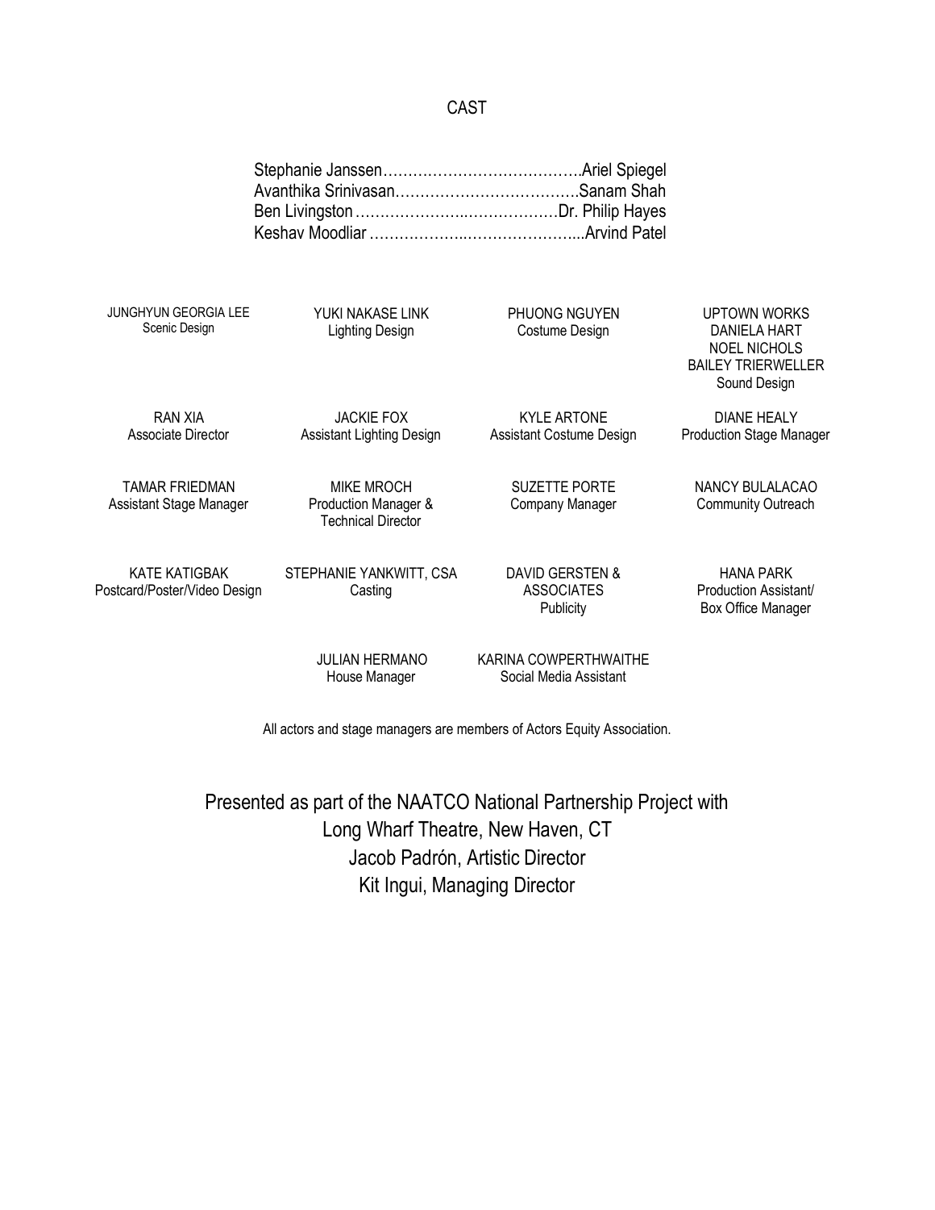## CAST

Stephanie Janssen……………………………………Ariel Spiegel
Avanthika Srinivasan………………………………Sanam Shah
Ben Livingston……………………………………Dr. Philip Hayes
Keshav Moodliar…………………………………...Arvind Patel

JUNGHYUN GEORGIA LEE
Scenic Design

YUKI NAKASE LINK
Lighting Design

PHUONG NGUYEN
Costume Design

UPTOWN WORKS
DANIELA HART
NOEL NICHOLS
BAILEY TRIERWELLER
Sound Design

RAN XIA
Associate Director

JACKIE FOX
Assistant Lighting Design

KYLE ARTONE
Assistant Costume Design

DIANE HEALY
Production Stage Manager

TAMAR FRIEDMAN
Assistant Stage Manager

MIKE MROCH
Production Manager & Technical Director

SUZETTE PORTE
Company Manager

NANCY BULALACAO
Community Outreach

KATE KATIGBAK
Postcard/Poster/Video Design

STEPHANIE YANKWITT, CSA
Casting

DAVID GERSTEN & ASSOCIATES
Publicity

HANA PARK
Production Assistant/ Box Office Manager

JULIAN HERMANO
House Manager

KARINA COWPERTHWAITHE
Social Media Assistant

All actors and stage managers are members of Actors Equity Association.

Presented as part of the NAATCO National Partnership Project with
Long Wharf Theatre, New Haven, CT
Jacob Padrón, Artistic Director
Kit Ingui, Managing Director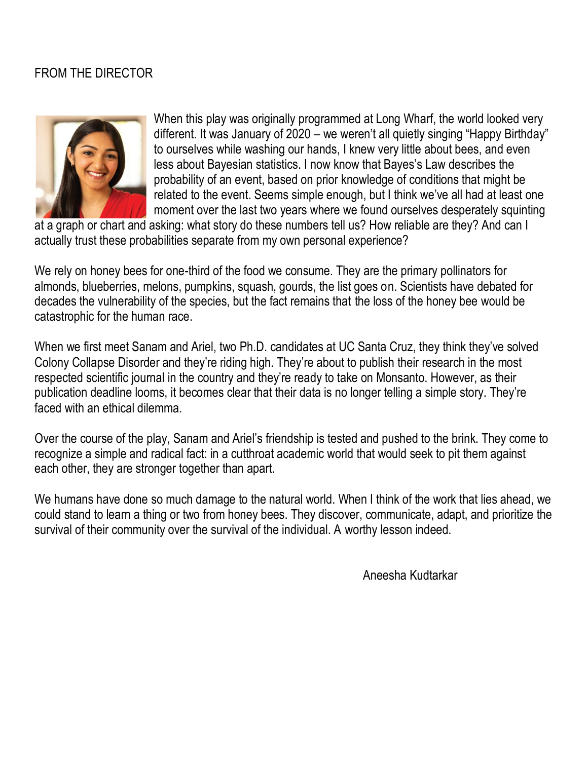# FROM THE DIRECTOR

When this play was originally programmed at Long Wharf, the world looked very different. It was January of 2020 – we weren't all quietly singing "Happy Birthday" to ourselves while washing our hands, I knew very little about bees, and even less about Bayesian statistics. I now know that Bayes's Law describes the probability of an event, based on prior knowledge of conditions that might be related to the event. Seems simple enough, but I think we've all had at least one moment over the last two years where we found ourselves desperately squinting at a graph or chart and asking: what story do these numbers tell us? How reliable are they? And can I actually trust these probabilities separate from my own personal experience?

We rely on honey bees for one-third of the food we consume. They are the primary pollinators for almonds, blueberries, melons, pumpkins, squash, gourds, the list goes on. Scientists have debated for decades the vulnerability of the species, but the fact remains that the loss of the honey bee would be catastrophic for the human race.

When we first meet Sanam and Ariel, two Ph.D. candidates at UC Santa Cruz, they think they've solved Colony Collapse Disorder and they're riding high. They're about to publish their research in the most respected scientific journal in the country and they're ready to take on Monsanto. However, as their publication deadline looms, it becomes clear that their data is no longer telling a simple story. They're faced with an ethical dilemma.

Over the course of the play, Sanam and Ariel's friendship is tested and pushed to the brink. They come to recognize a simple and radical fact: in a cutthroat academic world that would seek to pit them against each other, they are stronger together than apart.

We humans have done so much damage to the natural world. When I think of the work that lies ahead, we could stand to learn a thing or two from honey bees. They discover, communicate, adapt, and prioritize the survival of their community over the survival of the individual. A worthy lesson indeed.

Aneesha Kudtarkar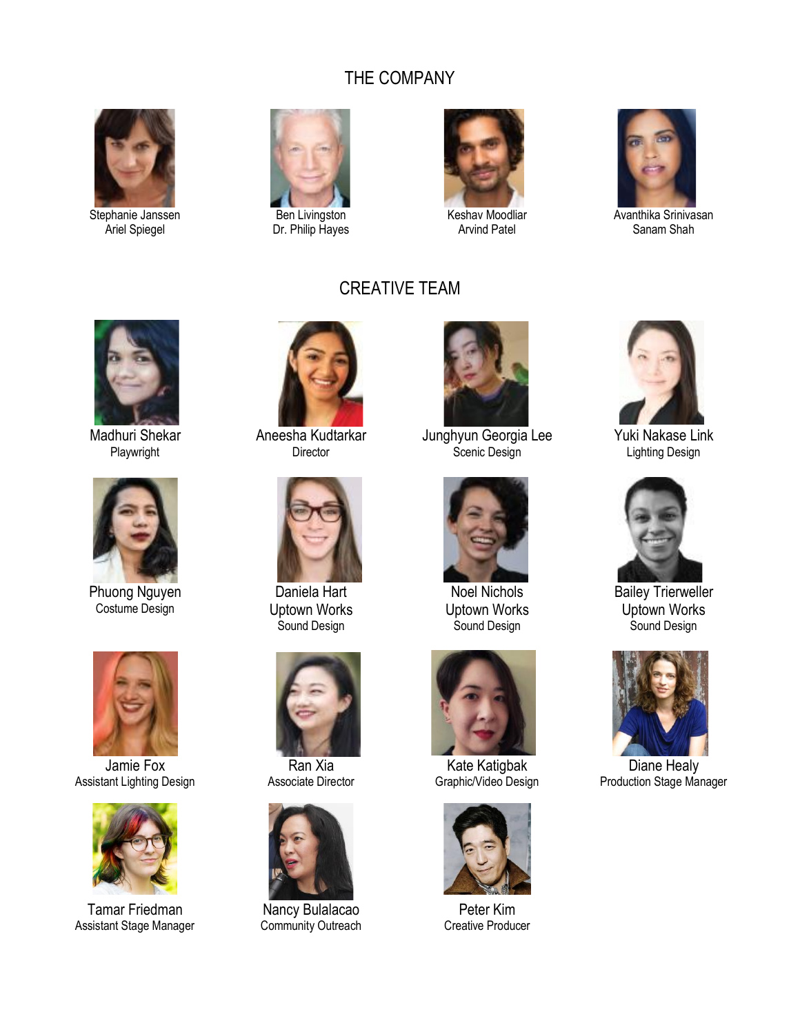## THE COMPANY

Stephanie Janssen
Ariel Spiegel

Ben Livingston
Dr. Philip Hayes

Keshav Moodliar
Arvind Patel

Avanthika Srinivasan
Sanam Shah

## CREATIVE TEAM

Madhuri Shekar
Playwright

Aneesha Kudtarkar
Director

Junghyun Georgia Lee
Scenic Design

Yuki Nakase Link
Lighting Design

Phuong Nguyen
Costume Design

Daniela Hart
Uptown Works
Sound Design

Noel Nichols
Uptown Works
Sound Design

Bailey Trierweller
Uptown Works
Sound Design

Jamie Fox
Assistant Lighting Design

Ran Xia
Associate Director

Kate Katigbak
Graphic/Video Design

Diane Healy
Production Stage Manager

Tamar Friedman
Assistant Stage Manager

Nancy Bulalacao
Community Outreach

Peter Kim
Creative Producer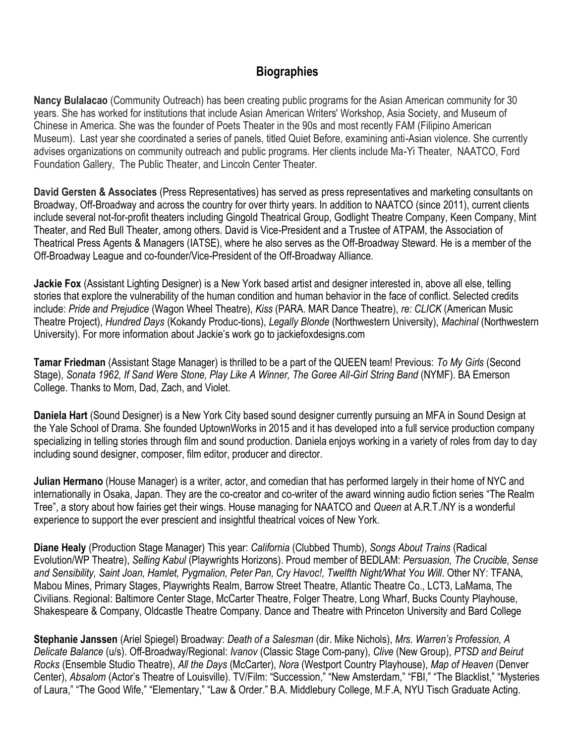## Biographies

**Nancy Bulalacao** (Community Outreach) has been creating public programs for the Asian American community for 30 years. She has worked for institutions that include Asian American Writers' Workshop, Asia Society, and Museum of Chinese in America. She was the founder of Poets Theater in the 90s and most recently FAM (Filipino American Museum). Last year she coordinated a series of panels, titled Quiet Before, examining anti-Asian violence. She currently advises organizations on community outreach and public programs. Her clients include Ma-Yi Theater, NAATCO, Ford Foundation Gallery, The Public Theater, and Lincoln Center Theater.

**David Gersten & Associates** (Press Representatives) has served as press representatives and marketing consultants on Broadway, Off-Broadway and across the country for over thirty years. In addition to NAATCO (since 2011), current clients include several not-for-profit theaters including Gingold Theatrical Group, Godlight Theatre Company, Keen Company, Mint Theater, and Red Bull Theater, among others. David is Vice-President and a Trustee of ATPAM, the Association of Theatrical Press Agents & Managers (IATSE), where he also serves as the Off-Broadway Steward. He is a member of the Off-Broadway League and co-founder/Vice-President of the Off-Broadway Alliance.

**Jackie Fox** (Assistant Lighting Designer) is a New York based artist and designer interested in, above all else, telling stories that explore the vulnerability of the human condition and human behavior in the face of conflict. Selected credits include: *Pride and Prejudice* (Wagon Wheel Theatre), *Kiss* (PARA. MAR Dance Theatre), *re: CLICK* (American Music Theatre Project), *Hundred Days* (Kokandy Produc-tions), *Legally Blonde* (Northwestern University), *Machinal* (Northwestern University). For more information about Jackie's work go to jackiefoxdesigns.com

**Tamar Friedman** (Assistant Stage Manager) is thrilled to be a part of the QUEEN team! Previous: *To My Girls* (Second Stage), *Sonata 1962, If Sand Were Stone, Play Like A Winner, The Goree All-Girl String Band* (NYMF). BA Emerson College. Thanks to Mom, Dad, Zach, and Violet.

**Daniela Hart** (Sound Designer) is a New York City based sound designer currently pursuing an MFA in Sound Design at the Yale School of Drama. She founded UptownWorks in 2015 and it has developed into a full service production company specializing in telling stories through film and sound production. Daniela enjoys working in a variety of roles from day to day including sound designer, composer, film editor, producer and director.

**Julian Hermano** (House Manager) is a writer, actor, and comedian that has performed largely in their home of NYC and internationally in Osaka, Japan. They are the co-creator and co-writer of the award winning audio fiction series "The Realm Tree", a story about how fairies get their wings. House managing for NAATCO and *Queen* at A.R.T./NY is a wonderful experience to support the ever prescient and insightful theatrical voices of New York.

**Diane Healy** (Production Stage Manager) This year: *California* (Clubbed Thumb), *Songs About Trains* (Radical Evolution/WP Theatre), *Selling Kabul* (Playwrights Horizons). Proud member of BEDLAM: *Persuasion, The Crucible, Sense and Sensibility, Saint Joan, Hamlet, Pygmalion, Peter Pan, Cry Havoc!, Twelfth Night/What You Will*. Other NY: TFANA, Mabou Mines, Primary Stages, Playwrights Realm, Barrow Street Theatre, Atlantic Theatre Co., LCT3, LaMama, The Civilians. Regional: Baltimore Center Stage, McCarter Theatre, Folger Theatre, Long Wharf, Bucks County Playhouse, Shakespeare & Company, Oldcastle Theatre Company. Dance and Theatre with Princeton University and Bard College

**Stephanie Janssen** (Ariel Spiegel) Broadway: *Death of a Salesman* (dir. Mike Nichols), *Mrs. Warren's Profession, A Delicate Balance* (u/s). Off-Broadway/Regional: *Ivanov* (Classic Stage Com-pany), *Clive* (New Group), *PTSD and Beirut Rocks* (Ensemble Studio Theatre), *All the Days* (McCarter), *Nora* (Westport Country Playhouse), *Map of Heaven* (Denver Center), *Absalom* (Actor's Theatre of Louisville). TV/Film: "Succession," "New Amsterdam," "FBI," "The Blacklist," "Mysteries of Laura," "The Good Wife," "Elementary," "Law & Order." B.A. Middlebury College, M.F.A, NYU Tisch Graduate Acting.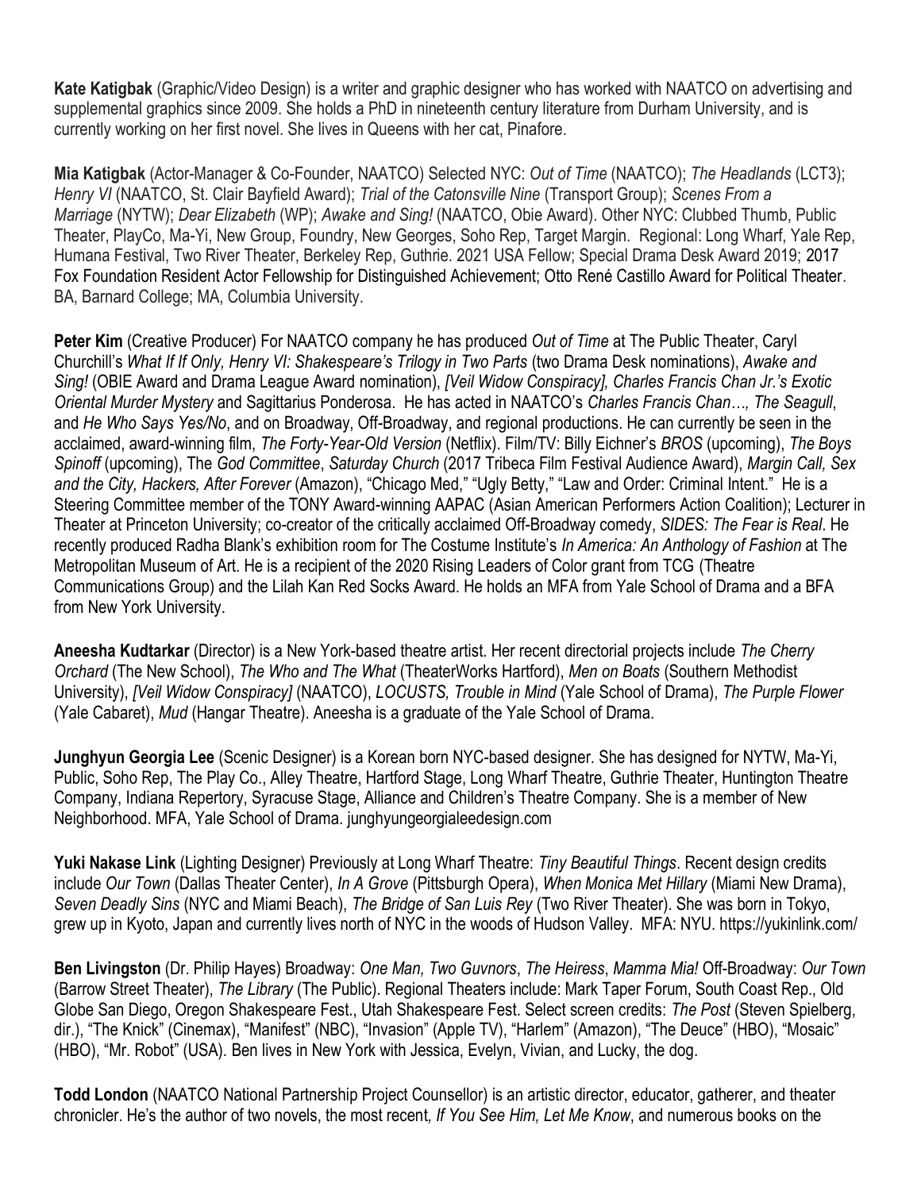**Kate Katigbak** (Graphic/Video Design) is a writer and graphic designer who has worked with NAATCO on advertising and supplemental graphics since 2009. She holds a PhD in nineteenth century literature from Durham University, and is currently working on her first novel. She lives in Queens with her cat, Pinafore.

**Mia Katigbak** (Actor-Manager & Co-Founder, NAATCO) Selected NYC: *Out of Time* (NAATCO); *The Headlands* (LCT3); *Henry VI* (NAATCO, St. Clair Bayfield Award); *Trial of the Catonsville Nine* (Transport Group); *Scenes From a Marriage* (NYTW); *Dear Elizabeth* (WP); *Awake and Sing!* (NAATCO, Obie Award). Other NYC: Clubbed Thumb, Public Theater, PlayCo, Ma-Yi, New Group, Foundry, New Georges, Soho Rep, Target Margin. Regional: Long Wharf, Yale Rep, Humana Festival, Two River Theater, Berkeley Rep, Guthrie. 2021 USA Fellow; Special Drama Desk Award 2019; 2017 Fox Foundation Resident Actor Fellowship for Distinguished Achievement; Otto René Castillo Award for Political Theater. BA, Barnard College; MA, Columbia University.

**Peter Kim** (Creative Producer) For NAATCO company he has produced *Out of Time* at The Public Theater, Caryl Churchill's *What If If Only, Henry VI: Shakespeare's Trilogy in Two Parts* (two Drama Desk nominations), *Awake and Sing!* (OBIE Award and Drama League Award nomination), *[Veil Widow Conspiracy], Charles Francis Chan Jr.'s Exotic Oriental Murder Mystery* and Sagittarius Ponderosa. He has acted in NAATCO's *Charles Francis Chan…, The Seagull*, and *He Who Says Yes/No*, and on Broadway, Off-Broadway, and regional productions. He can currently be seen in the acclaimed, award-winning film, *The Forty-Year-Old Version* (Netflix). Film/TV: Billy Eichner's *BROS* (upcoming), *The Boys Spinoff* (upcoming), The *God Committee*, *Saturday Church* (2017 Tribeca Film Festival Audience Award), *Margin Call, Sex and the City, Hackers, After Forever* (Amazon), "Chicago Med," "Ugly Betty," "Law and Order: Criminal Intent." He is a Steering Committee member of the TONY Award-winning AAPAC (Asian American Performers Action Coalition); Lecturer in Theater at Princeton University; co-creator of the critically acclaimed Off-Broadway comedy, *SIDES: The Fear is Real*. He recently produced Radha Blank's exhibition room for The Costume Institute's *In America: An Anthology of Fashion* at The Metropolitan Museum of Art. He is a recipient of the 2020 Rising Leaders of Color grant from TCG (Theatre Communications Group) and the Lilah Kan Red Socks Award. He holds an MFA from Yale School of Drama and a BFA from New York University.

**Aneesha Kudtarkar** (Director) is a New York-based theatre artist. Her recent directorial projects include *The Cherry Orchard* (The New School), *The Who and The What* (TheaterWorks Hartford), *Men on Boats* (Southern Methodist University), *[Veil Widow Conspiracy]* (NAATCO), *LOCUSTS, Trouble in Mind* (Yale School of Drama), *The Purple Flower* (Yale Cabaret), *Mud* (Hangar Theatre). Aneesha is a graduate of the Yale School of Drama.

**Junghyun Georgia Lee** (Scenic Designer) is a Korean born NYC-based designer. She has designed for NYTW, Ma-Yi, Public, Soho Rep, The Play Co., Alley Theatre, Hartford Stage, Long Wharf Theatre, Guthrie Theater, Huntington Theatre Company, Indiana Repertory, Syracuse Stage, Alliance and Children's Theatre Company. She is a member of New Neighborhood. MFA, Yale School of Drama. junghyungeorgialeedesign.com

**Yuki Nakase Link** (Lighting Designer) Previously at Long Wharf Theatre: *Tiny Beautiful Things*. Recent design credits include *Our Town* (Dallas Theater Center), *In A Grove* (Pittsburgh Opera), *When Monica Met Hillary* (Miami New Drama), *Seven Deadly Sins* (NYC and Miami Beach), *The Bridge of San Luis Rey* (Two River Theater). She was born in Tokyo, grew up in Kyoto, Japan and currently lives north of NYC in the woods of Hudson Valley. MFA: NYU. https://yukinlink.com/

**Ben Livingston** (Dr. Philip Hayes) Broadway: *One Man, Two Guvnors*, *The Heiress*, *Mamma Mia!* Off-Broadway: *Our Town* (Barrow Street Theater), *The Library* (The Public). Regional Theaters include: Mark Taper Forum, South Coast Rep., Old Globe San Diego, Oregon Shakespeare Fest., Utah Shakespeare Fest. Select screen credits: *The Post* (Steven Spielberg, dir.), "The Knick" (Cinemax), "Manifest" (NBC), "Invasion" (Apple TV), "Harlem" (Amazon), "The Deuce" (HBO), "Mosaic" (HBO), "Mr. Robot" (USA). Ben lives in New York with Jessica, Evelyn, Vivian, and Lucky, the dog.

**Todd London** (NAATCO National Partnership Project Counsellor) is an artistic director, educator, gatherer, and theater chronicler. He's the author of two novels, the most recent, *If You See Him, Let Me Know*, and numerous books on the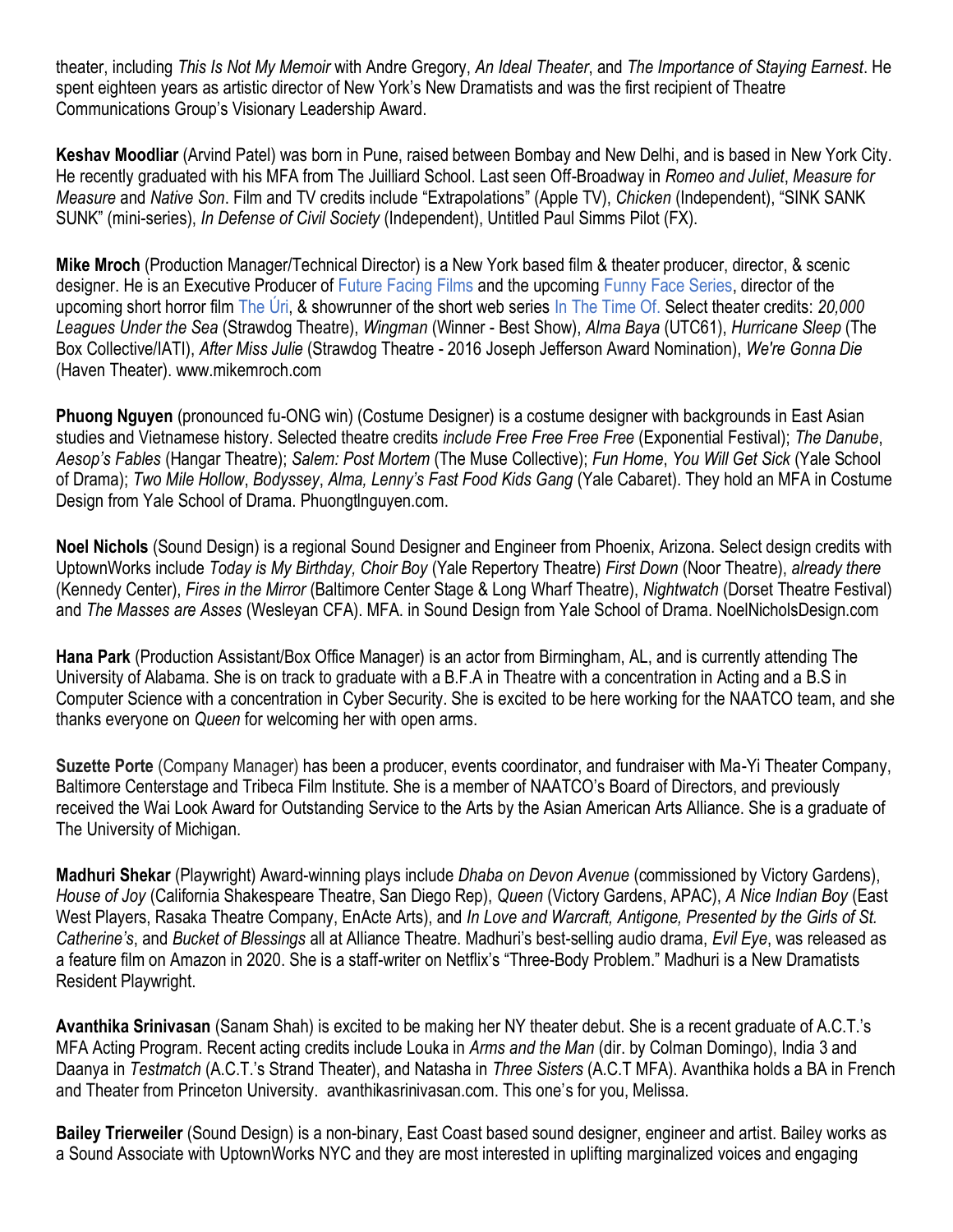theater, including *This Is Not My Memoir* with Andre Gregory, *An Ideal Theater*, and *The Importance of Staying Earnest*. He spent eighteen years as artistic director of New York's New Dramatists and was the first recipient of Theatre Communications Group's Visionary Leadership Award.

**Keshav Moodliar** (Arvind Patel) was born in Pune, raised between Bombay and New Delhi, and is based in New York City. He recently graduated with his MFA from The Juilliard School. Last seen Off-Broadway in *Romeo and Juliet*, *Measure for Measure* and *Native Son*. Film and TV credits include "Extrapolations" (Apple TV), *Chicken* (Independent), "SINK SANK SUNK" (mini-series), *In Defense of Civil Society* (Independent), Untitled Paul Simms Pilot (FX).

**Mike Mroch** (Production Manager/Technical Director) is a New York based film & theater producer, director, & scenic designer. He is an Executive Producer of Future Facing Films and the upcoming Funny Face Series, director of the upcoming short horror film The Úri, & showrunner of the short web series In The Time Of. Select theater credits: *20,000 Leagues Under the Sea* (Strawdog Theatre), *Wingman* (Winner - Best Show), *Alma Baya* (UTC61), *Hurricane Sleep* (The Box Collective/IATI), *After Miss Julie* (Strawdog Theatre - 2016 Joseph Jefferson Award Nomination), *We're Gonna Die* (Haven Theater). www.mikemroch.com

**Phuong Nguyen** (pronounced fu-ONG win) (Costume Designer) is a costume designer with backgrounds in East Asian studies and Vietnamese history. Selected theatre credits *include Free Free Free Free* (Exponential Festival); *The Danube*, *Aesop's Fables* (Hangar Theatre); *Salem: Post Mortem* (The Muse Collective); *Fun Home*, *You Will Get Sick* (Yale School of Drama); *Two Mile Hollow*, *Bodyssey*, *Alma, Lenny's Fast Food Kids Gang* (Yale Cabaret). They hold an MFA in Costume Design from Yale School of Drama. Phuongtlnguyen.com.

**Noel Nichols** (Sound Design) is a regional Sound Designer and Engineer from Phoenix, Arizona. Select design credits with UptownWorks include *Today is My Birthday, Choir Boy* (Yale Repertory Theatre) *First Down* (Noor Theatre), *already there* (Kennedy Center), *Fires in the Mirror* (Baltimore Center Stage & Long Wharf Theatre), *Nightwatch* (Dorset Theatre Festival) and *The Masses are Asses* (Wesleyan CFA). MFA. in Sound Design from Yale School of Drama. NoelNicholsDesign.com

**Hana Park** (Production Assistant/Box Office Manager) is an actor from Birmingham, AL, and is currently attending The University of Alabama. She is on track to graduate with a B.F.A in Theatre with a concentration in Acting and a B.S in Computer Science with a concentration in Cyber Security. She is excited to be here working for the NAATCO team, and she thanks everyone on *Queen* for welcoming her with open arms.

**Suzette Porte** (Company Manager) has been a producer, events coordinator, and fundraiser with Ma-Yi Theater Company, Baltimore Centerstage and Tribeca Film Institute. She is a member of NAATCO's Board of Directors, and previously received the Wai Look Award for Outstanding Service to the Arts by the Asian American Arts Alliance. She is a graduate of The University of Michigan.

**Madhuri Shekar** (Playwright) Award-winning plays include *Dhaba on Devon Avenue* (commissioned by Victory Gardens), *House of Joy* (California Shakespeare Theatre, San Diego Rep), *Queen* (Victory Gardens, APAC), *A Nice Indian Boy* (East West Players, Rasaka Theatre Company, EnActe Arts), and *In Love and Warcraft, Antigone, Presented by the Girls of St. Catherine's*, and *Bucket of Blessings* all at Alliance Theatre. Madhuri's best-selling audio drama, *Evil Eye*, was released as a feature film on Amazon in 2020. She is a staff-writer on Netflix's "Three-Body Problem." Madhuri is a New Dramatists Resident Playwright.

**Avanthika Srinivasan** (Sanam Shah) is excited to be making her NY theater debut. She is a recent graduate of A.C.T.'s MFA Acting Program. Recent acting credits include Louka in *Arms and the Man* (dir. by Colman Domingo), India 3 and Daanya in *Testmatch* (A.C.T.'s Strand Theater), and Natasha in *Three Sisters* (A.C.T MFA). Avanthika holds a BA in French and Theater from Princeton University. avanthikasrinivasan.com. This one's for you, Melissa.

**Bailey Trierweiler** (Sound Design) is a non-binary, East Coast based sound designer, engineer and artist. Bailey works as a Sound Associate with UptownWorks NYC and they are most interested in uplifting marginalized voices and engaging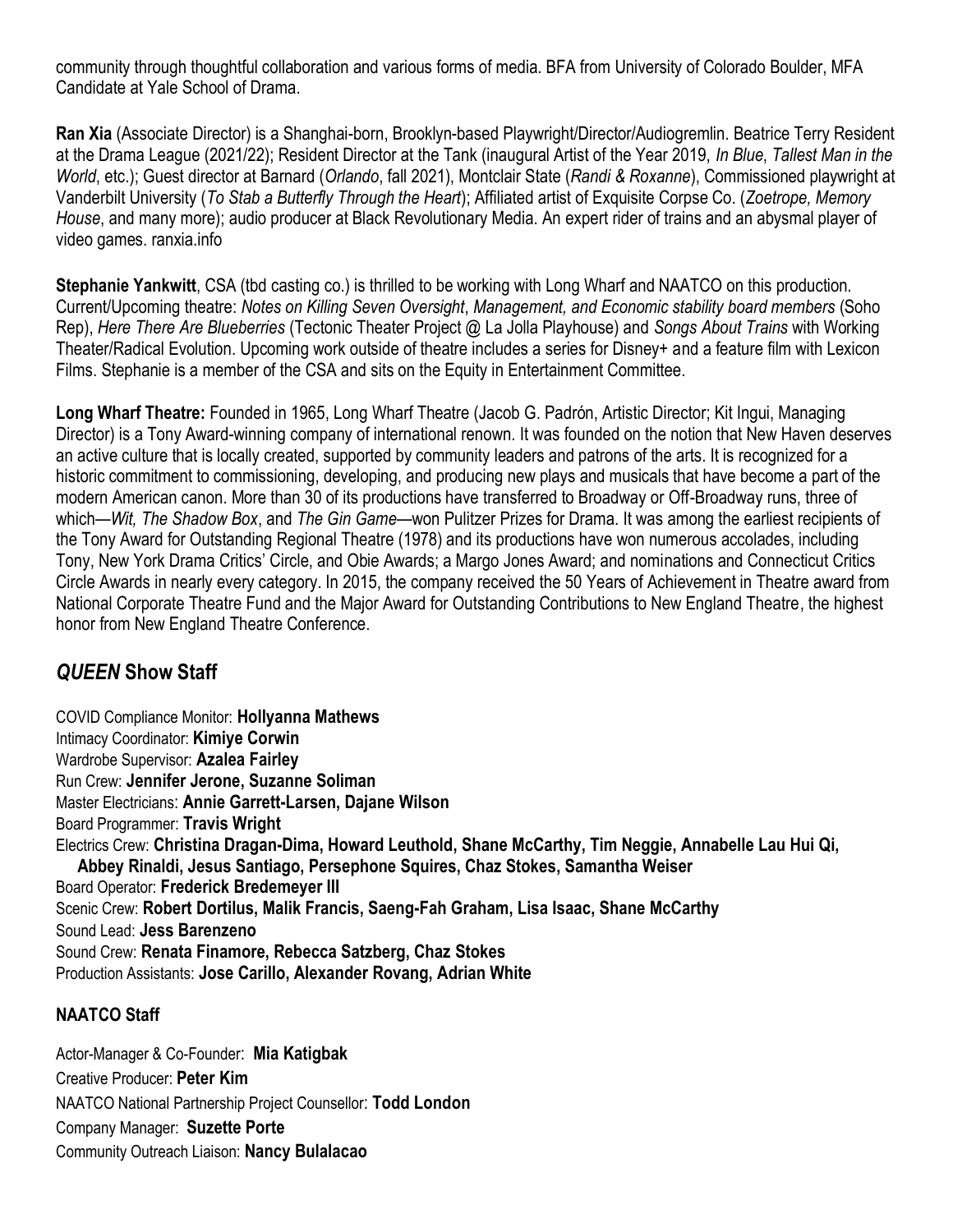community through thoughtful collaboration and various forms of media. BFA from University of Colorado Boulder, MFA Candidate at Yale School of Drama.

**Ran Xia** (Associate Director) is a Shanghai-born, Brooklyn-based Playwright/Director/Audiogremlin. Beatrice Terry Resident at the Drama League (2021/22); Resident Director at the Tank (inaugural Artist of the Year 2019, *In Blue*, *Tallest Man in the World*, etc.); Guest director at Barnard (*Orlando*, fall 2021), Montclair State (*Randi & Roxanne*), Commissioned playwright at Vanderbilt University (*To Stab a Butterfly Through the Heart*); Affiliated artist of Exquisite Corpse Co. (*Zoetrope, Memory House*, and many more); audio producer at Black Revolutionary Media. An expert rider of trains and an abysmal player of video games. ranxia.info

**Stephanie Yankwitt**, CSA (tbd casting co.) is thrilled to be working with Long Wharf and NAATCO on this production. Current/Upcoming theatre: *Notes on Killing Seven Oversight*, *Management, and Economic stability board members* (Soho Rep), *Here There Are Blueberries* (Tectonic Theater Project @ La Jolla Playhouse) and *Songs About Trains* with Working Theater/Radical Evolution. Upcoming work outside of theatre includes a series for Disney+ and a feature film with Lexicon Films. Stephanie is a member of the CSA and sits on the Equity in Entertainment Committee.

**Long Wharf Theatre:** Founded in 1965, Long Wharf Theatre (Jacob G. Padrón, Artistic Director; Kit Ingui, Managing Director) is a Tony Award-winning company of international renown. It was founded on the notion that New Haven deserves an active culture that is locally created, supported by community leaders and patrons of the arts. It is recognized for a historic commitment to commissioning, developing, and producing new plays and musicals that have become a part of the modern American canon. More than 30 of its productions have transferred to Broadway or Off-Broadway runs, three of which—*Wit, The Shadow Box*, and *The Gin Game*—won Pulitzer Prizes for Drama. It was among the earliest recipients of the Tony Award for Outstanding Regional Theatre (1978) and its productions have won numerous accolades, including Tony, New York Drama Critics' Circle, and Obie Awards; a Margo Jones Award; and nominations and Connecticut Critics Circle Awards in nearly every category. In 2015, the company received the 50 Years of Achievement in Theatre award from National Corporate Theatre Fund and the Major Award for Outstanding Contributions to New England Theatre, the highest honor from New England Theatre Conference.

## *QUEEN* Show Staff

COVID Compliance Monitor: **Hollyanna Mathews**
Intimacy Coordinator: **Kimiye Corwin**
Wardrobe Supervisor: **Azalea Fairley**
Run Crew: **Jennifer Jerone, Suzanne Soliman**
Master Electricians: **Annie Garrett-Larsen, Dajane Wilson**
Board Programmer: **Travis Wright**
Electrics Crew: **Christina Dragan-Dima, Howard Leuthold, Shane McCarthy, Tim Neggie, Annabelle Lau Hui Qi, Abbey Rinaldi, Jesus Santiago, Persephone Squires, Chaz Stokes, Samantha Weiser**
Board Operator: **Frederick Bredemeyer III**
Scenic Crew: **Robert Dortilus, Malik Francis, Saeng-Fah Graham, Lisa Isaac, Shane McCarthy**
Sound Lead: **Jess Barenzeno**
Sound Crew: **Renata Finamore, Rebecca Satzberg, Chaz Stokes**
Production Assistants: **Jose Carillo, Alexander Rovang, Adrian White**

### NAATCO Staff

Actor-Manager & Co-Founder: **Mia Katigbak**
Creative Producer: **Peter Kim**
NAATCO National Partnership Project Counsellor: **Todd London**
Company Manager: **Suzette Porte**
Community Outreach Liaison: **Nancy Bulalacao**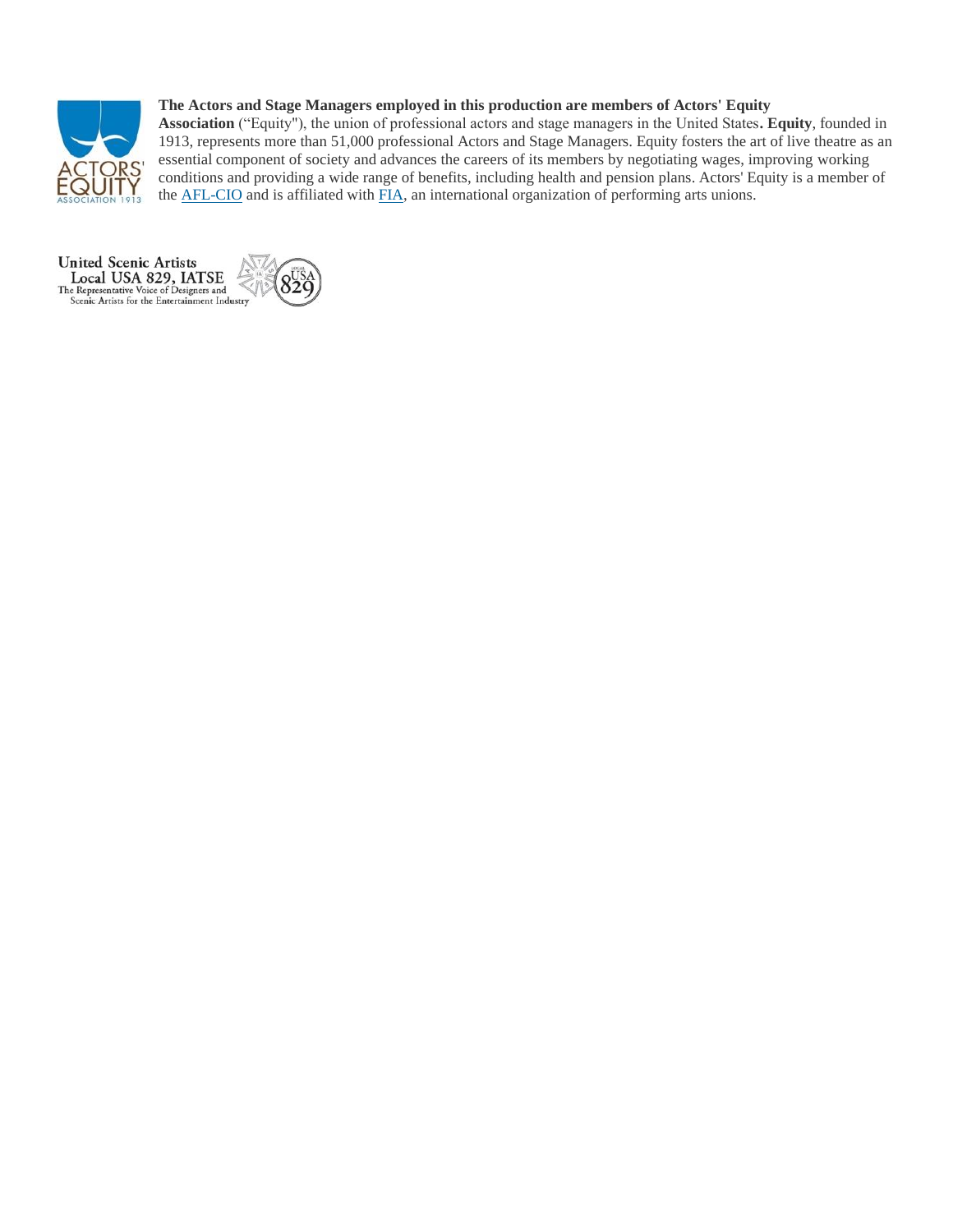**The Actors and Stage Managers employed in this production are members of Actors' Equity Association** ("Equity"), the union of professional actors and stage managers in the United States**. Equity**, founded in 1913, represents more than 51,000 professional Actors and Stage Managers. Equity fosters the art of live theatre as an essential component of society and advances the careers of its members by negotiating wages, improving working conditions and providing a wide range of benefits, including health and pension plans. Actors' Equity is a member of the AFL-CIO and is affiliated with FIA, an international organization of performing arts unions.

United Scenic Artists
Local USA 829, IATSE
The Representative Voice of Designers and Scenic Artists for the Entertainment Industry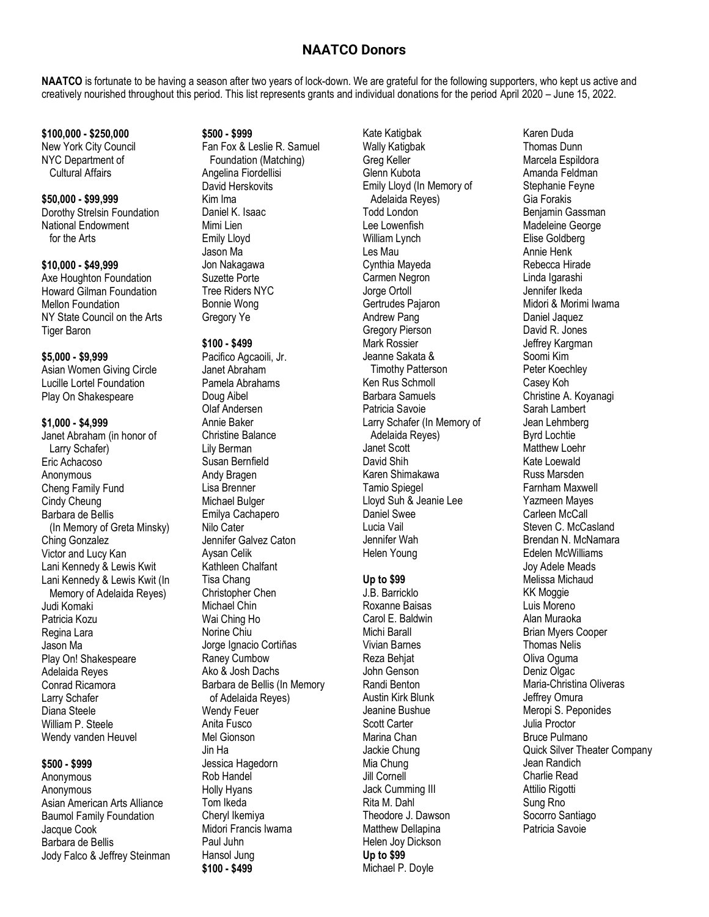# NAATCO Donors

**NAATCO** is fortunate to be having a season after two years of lock-down. We are grateful for the following supporters, who kept us active and creatively nourished throughout this period. This list represents grants and individual donations for the period April 2020 – June 15, 2022.

**$100,000 - $250,000**
New York City Council
NYC Department of Cultural Affairs

**$50,000 - $99,999**
Dorothy Strelsin Foundation
National Endowment for the Arts

**$10,000 - $49,999**
Axe Houghton Foundation
Howard Gilman Foundation
Mellon Foundation
NY State Council on the Arts
Tiger Baron

**$5,000 - $9,999**
Asian Women Giving Circle
Lucille Lortel Foundation
Play On Shakespeare

**$1,000 - $4,999**
Janet Abraham (in honor of Larry Schafer)
Eric Achacoso
Anonymous
Cheng Family Fund
Cindy Cheung
Barbara de Bellis (In Memory of Greta Minsky)
Ching Gonzalez
Victor and Lucy Kan
Lani Kennedy & Lewis Kwit
Lani Kennedy & Lewis Kwit (In Memory of Adelaida Reyes)
Judi Komaki
Patricia Kozu
Regina Lara
Jason Ma
Play On! Shakespeare
Adelaida Reyes
Conrad Ricamora
Larry Schafer
Diana Steele
William P. Steele
Wendy vanden Heuvel

**$500 - $999**
Anonymous
Anonymous
Asian American Arts Alliance
Baumol Family Foundation
Jacque Cook
Barbara de Bellis
Jody Falco & Jeffrey Steinman

**$500 - $999**
Fan Fox & Leslie R. Samuel Foundation (Matching)
Angelina Fiordellisi
David Herskovits
Kim Ima
Daniel K. Isaac
Mimi Lien
Emily Lloyd
Jason Ma
Jon Nakagawa
Suzette Porte
Tree Riders NYC
Bonnie Wong
Gregory Ye

**$100 - $499**
Pacifico Agcaoili, Jr.
Janet Abraham
Pamela Abrahams
Doug Aibel
Olaf Andersen
Annie Baker
Christine Balance
Lily Berman
Susan Bernfield
Andy Bragen
Lisa Brenner
Michael Bulger
Emilya Cachapero
Nilo Cater
Jennifer Galvez Caton
Aysan Celik
Kathleen Chalfant
Tisa Chang
Christopher Chen
Michael Chin
Wai Ching Ho
Norine Chiu
Jorge Ignacio Cortiñas
Raney Cumbow
Ako & Josh Dachs
Barbara de Bellis (In Memory of Adelaida Reyes)
Wendy Feuer
Anita Fusco
Mel Gionson
Jin Ha
Jessica Hagedorn
Rob Handel
Holly Hyans
Tom Ikeda
Cheryl Ikemiya
Midori Francis Iwama
Paul Juhn
Hansol Jung

**$100 - $499**
Kate Katigbak
Wally Katigbak
Greg Keller
Glenn Kubota
Emily Lloyd (In Memory of Adelaida Reyes)
Todd London
Lee Lowenfish
William Lynch
Les Mau
Cynthia Mayeda
Carmen Negron
Jorge Ortoll
Gertrudes Pajaron
Andrew Pang
Gregory Pierson
Mark Rossier
Jeanne Sakata & Timothy Patterson
Ken Rus Schmoll
Barbara Samuels
Patricia Savoie
Larry Schafer (In Memory of Adelaida Reyes)
Janet Scott
David Shih
Karen Shimakawa
Tamio Spiegel
Lloyd Suh & Jeanie Lee
Daniel Swee
Lucia Vail
Jennifer Wah
Helen Young

**Up to $99**
J.B. Barricklo
Roxanne Baisas
Carol E. Baldwin
Michi Barall
Vivian Barnes
Reza Behjat
John Genson
Randi Benton
Austin Kirk Blunk
Jeanine Bushue
Scott Carter
Marina Chan
Jackie Chung
Mia Chung
Jill Cornell
Jack Cumming III
Rita M. Dahl
Theodore J. Dawson
Matthew Dellapina
Helen Joy Dickson

**Up to $99**
Michael P. Doyle
Karen Duda
Thomas Dunn
Marcela Espildora
Amanda Feldman
Stephanie Feyne
Gia Forakis
Benjamin Gassman
Madeleine George
Elise Goldberg
Annie Henk
Rebecca Hirade
Linda Igarashi
Jennifer Ikeda
Midori & Morimi Iwama
Daniel Jaquez
David R. Jones
Jeffrey Kargman
Soomi Kim
Peter Koechley
Casey Koh
Christine A. Koyanagi
Sarah Lambert
Jean Lehmberg
Byrd Lochtie
Matthew Loehr
Kate Loewald
Russ Marsden
Farnham Maxwell
Yazmeen Mayes
Carleen McCall
Steven C. McCasland
Brendan N. McNamara
Edelen McWilliams
Joy Adele Meads
Melissa Michaud
KK Moggie
Luis Moreno
Alan Muraoka
Brian Myers Cooper
Thomas Nelis
Oliva Oguma
Deniz Olgac
Maria-Christina Oliveras
Jeffrey Omura
Meropi S. Peponides
Julia Proctor
Bruce Pulmano
Quick Silver Theater Company
Jean Randich
Charlie Read
Attilio Rigotti
Sung Rno
Socorro Santiago
Patricia Savoie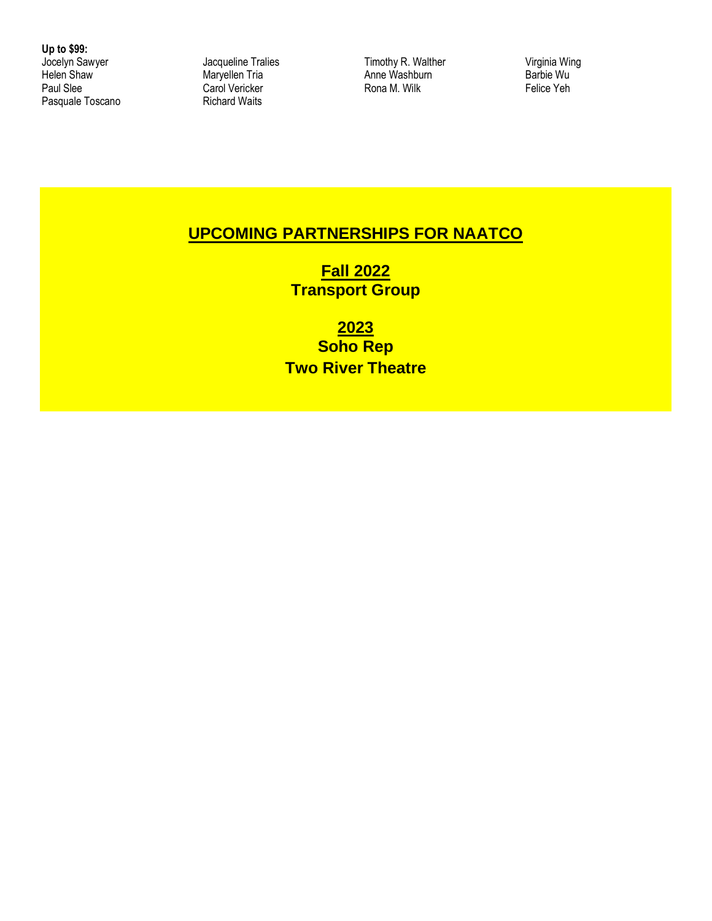**Up to $99:**

Jocelyn Sawyer
Helen Shaw
Paul Slee
Pasquale Toscano
Jacqueline Tralies
Maryellen Tria
Carol Vericker
Richard Waits
Timothy R. Walther
Anne Washburn
Rona M. Wilk
Virginia Wing
Barbie Wu
Felice Yeh

## UPCOMING PARTNERSHIPS FOR NAATCO

**Fall 2022**
**Transport Group**

**2023**
**Soho Rep**
**Two River Theatre**